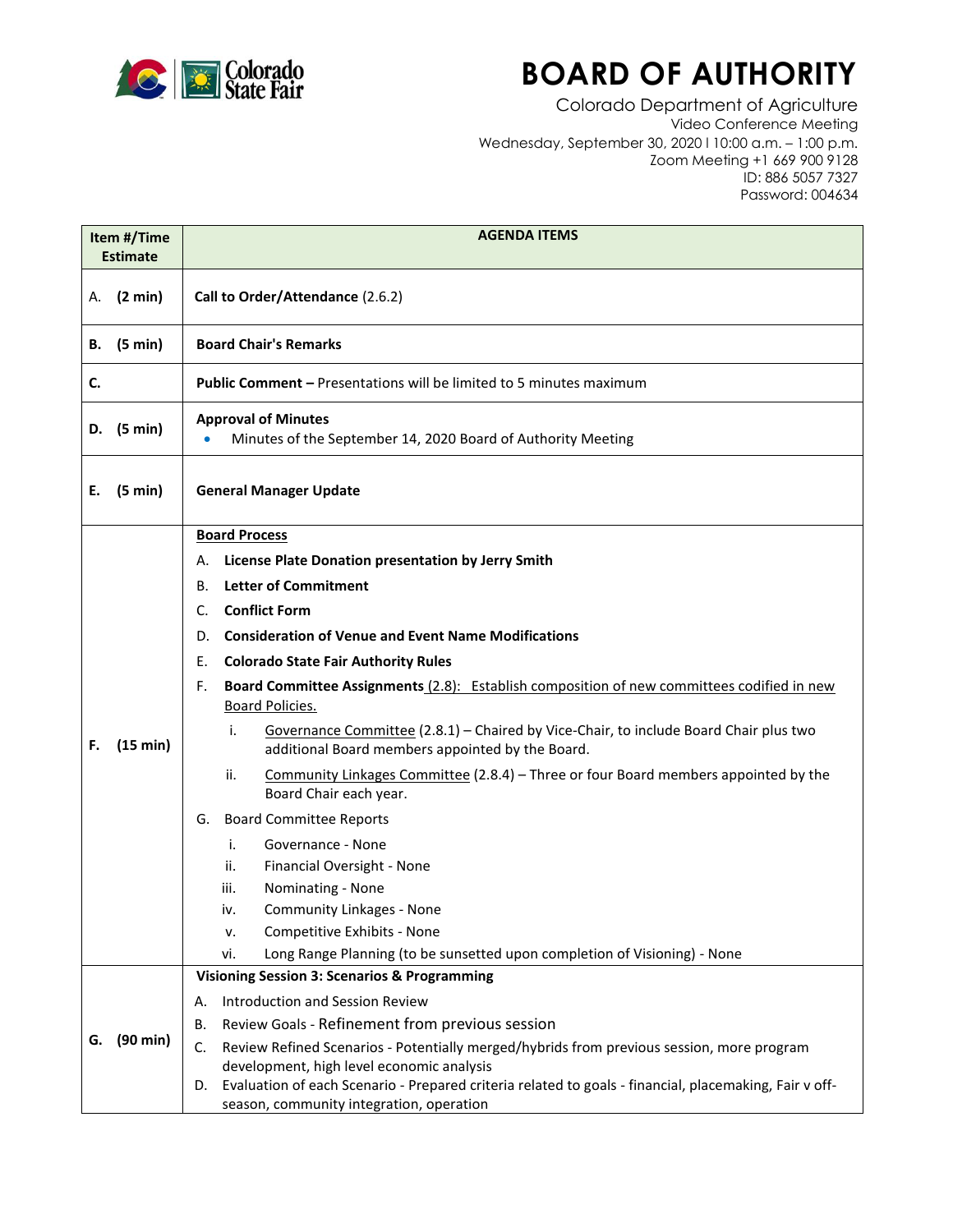# BOARD OF AUTHORITY

Colorado Department of Agriculture
Video Conference Meeting
Wednesday, September 30, 2020 l 10:00 a.m. – 1:00 p.m.
Zoom Meeting +1 669 900 9128
ID: 886 5057 7327
Password: 004634

| Item #/Time Estimate | AGENDA ITEMS |
|---|---|
| A. **(2 min)** | **Call to Order/Attendance** (2.6.2) |
| **B. (5 min)** | **Board Chair's Remarks** |
| **C.** | **Public Comment –** Presentations will be limited to 5 minutes maximum |
| **D. (5 min)** | **Approval of Minutes**<br>• Minutes of the September 14, 2020 Board of Authority Meeting |
| **E. (5 min)** | **General Manager Update** |
| **F. (15 min)** | **Board Process**<br>A. **License Plate Donation presentation by Jerry Smith**<br>B. **Letter of Commitment**<br>C. **Conflict Form**<br>D. **Consideration of Venue and Event Name Modifications**<br>E. **Colorado State Fair Authority Rules**<br>F. **Board Committee Assignments** (2.8): Establish composition of new committees codified in new Board Policies.<br>i. Governance Committee (2.8.1) – Chaired by Vice-Chair, to include Board Chair plus two additional Board members appointed by the Board.<br>ii. Community Linkages Committee (2.8.4) – Three or four Board members appointed by the Board Chair each year.<br>G. Board Committee Reports<br>i. Governance - None<br>ii. Financial Oversight - None<br>iii. Nominating - None<br>iv. Community Linkages - None<br>v. Competitive Exhibits - None<br>vi. Long Range Planning (to be sunsetted upon completion of Visioning) - None |
| **G. (90 min)** | **Visioning Session 3: Scenarios & Programming**<br>A. Introduction and Session Review<br>B. Review Goals - Refinement from previous session<br>C. Review Refined Scenarios - Potentially merged/hybrids from previous session, more program development, high level economic analysis<br>D. Evaluation of each Scenario - Prepared criteria related to goals - financial, placemaking, Fair v off-season, community integration, operation |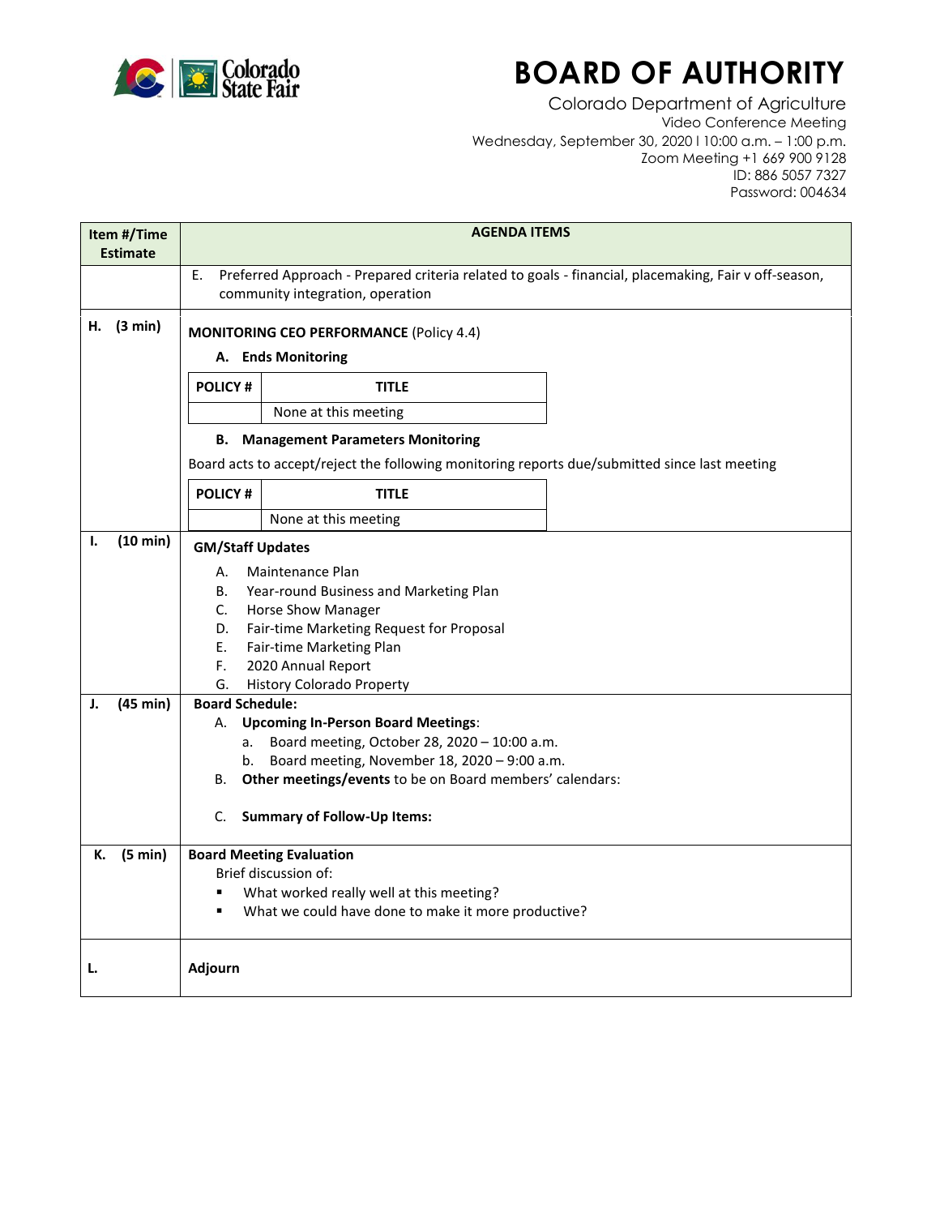# BOARD OF AUTHORITY

Colorado Department of Agriculture
Video Conference Meeting
Wednesday, September 30, 2020 l 10:00 a.m. – 1:00 p.m.
Zoom Meeting +1 669 900 9128
ID: 886 5057 7327
Password: 004634

| Item #/Time Estimate | AGENDA ITEMS |
|---|---|
| | E. Preferred Approach - Prepared criteria related to goals - financial, placemaking, Fair v off-season, community integration, operation |
| H. (3 min) | **MONITORING CEO PERFORMANCE** (Policy 4.4)<br>**A. Ends Monitoring**<br>**POLICY #** \| **TITLE**: None at this meeting<br>**B. Management Parameters Monitoring**<br>Board acts to accept/reject the following monitoring reports due/submitted since last meeting<br>**POLICY #** \| **TITLE**: None at this meeting |
| I. (10 min) | **GM/Staff Updates**<br>A. Maintenance Plan<br>B. Year-round Business and Marketing Plan<br>C. Horse Show Manager<br>D. Fair-time Marketing Request for Proposal<br>E. Fair-time Marketing Plan<br>F. 2020 Annual Report<br>G. History Colorado Property |
| J. (45 min) | **Board Schedule:**<br>A. **Upcoming In-Person Board Meetings**:<br>a. Board meeting, October 28, 2020 – 10:00 a.m.<br>b. Board meeting, November 18, 2020 – 9:00 a.m.<br>B. **Other meetings/events** to be on Board members' calendars:<br>C. **Summary of Follow-Up Items:** |
| K. (5 min) | **Board Meeting Evaluation**<br>Brief discussion of:<br>▪ What worked really well at this meeting?<br>▪ What we could have done to make it more productive? |
| L. | **Adjourn** |